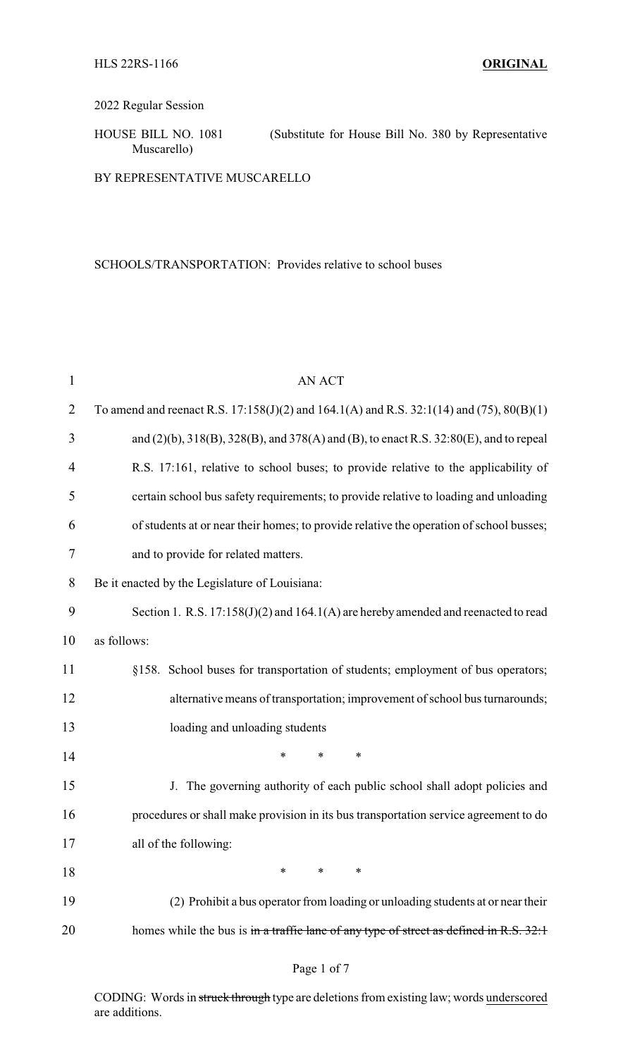HLS 22RS-1166 **ORIGINAL**

2022 Regular Session

HOUSE BILL NO. 1081 (Substitute for House Bill No. 380 by Representative Muscarello)

BY REPRESENTATIVE MUSCARELLO

SCHOOLS/TRANSPORTATION: Provides relative to school buses

AN ACT

To amend and reenact R.S. 17:158(J)(2) and 164.1(A) and R.S. 32:1(14) and (75), 80(B)(1) and (2)(b), 318(B), 328(B), and 378(A) and (B), to enact R.S. 32:80(E), and to repeal R.S. 17:161, relative to school buses; to provide relative to the applicability of certain school bus safety requirements; to provide relative to loading and unloading of students at or near their homes; to provide relative the operation of school busses; and to provide for related matters.

Be it enacted by the Legislature of Louisiana:

Section 1. R.S. 17:158(J)(2) and 164.1(A) are hereby amended and reenacted to read as follows:

§158. School buses for transportation of students; employment of bus operators; alternative means of transportation; improvement of school bus turnarounds; loading and unloading students

\* \* \*

J. The governing authority of each public school shall adopt policies and procedures or shall make provision in its bus transportation service agreement to do all of the following:

\* \* \*

(2) Prohibit a bus operator from loading or unloading students at or near their homes while the bus is ~~in a traffic lane of any type of street as defined in R.S. 32:1~~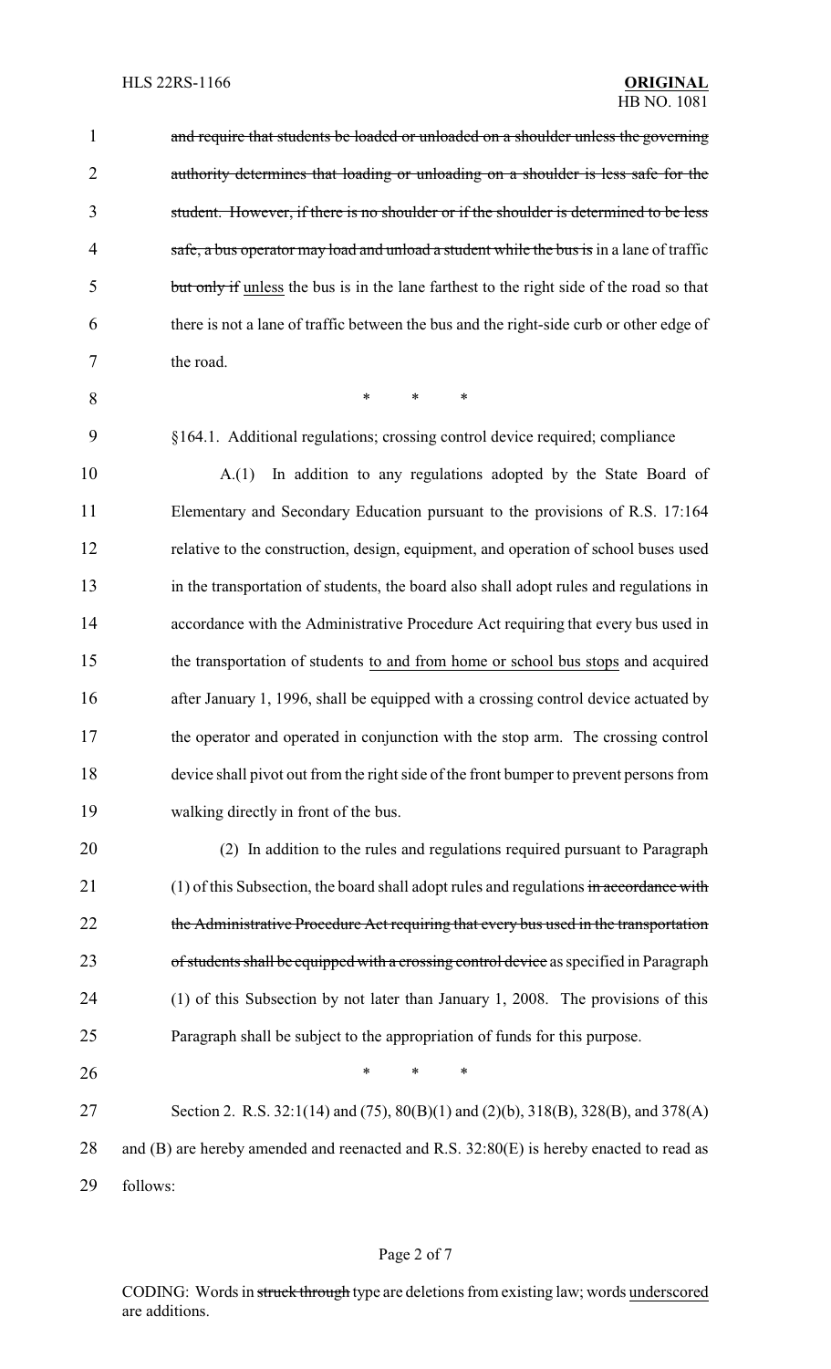~~and require that students be loaded or unloaded on a shoulder unless the governing authority determines that loading or unloading on a shoulder is less safe for the student. However, if there is no shoulder or if the shoulder is determined to be less safe, a bus operator may load and unload a student while the bus is~~ in a lane of traffic ~~but only if~~ unless the bus is in the lane farthest to the right side of the road so that there is not a lane of traffic between the bus and the right-side curb or other edge of the road.

\* \* \*

§164.1. Additional regulations; crossing control device required; compliance

A.(1) In addition to any regulations adopted by the State Board of Elementary and Secondary Education pursuant to the provisions of R.S. 17:164 relative to the construction, design, equipment, and operation of school buses used in the transportation of students, the board also shall adopt rules and regulations in accordance with the Administrative Procedure Act requiring that every bus used in the transportation of students <u>to and from home or school bus stops</u> and acquired after January 1, 1996, shall be equipped with a crossing control device actuated by the operator and operated in conjunction with the stop arm. The crossing control device shall pivot out from the right side of the front bumper to prevent persons from walking directly in front of the bus.

(2) In addition to the rules and regulations required pursuant to Paragraph (1) of this Subsection, the board shall adopt rules and regulations ~~in accordance with the Administrative Procedure Act requiring that every bus used in the transportation of students shall be equipped with a crossing control device~~ as specified in Paragraph (1) of this Subsection by not later than January 1, 2008. The provisions of this Paragraph shall be subject to the appropriation of funds for this purpose.

\* \* \*

Section 2. R.S. 32:1(14) and (75), 80(B)(1) and (2)(b), 318(B), 328(B), and 378(A) and (B) are hereby amended and reenacted and R.S. 32:80(E) is hereby enacted to read as follows:

CODING: Words in ~~struck through~~ type are deletions from existing law; words <u>underscored</u> are additions.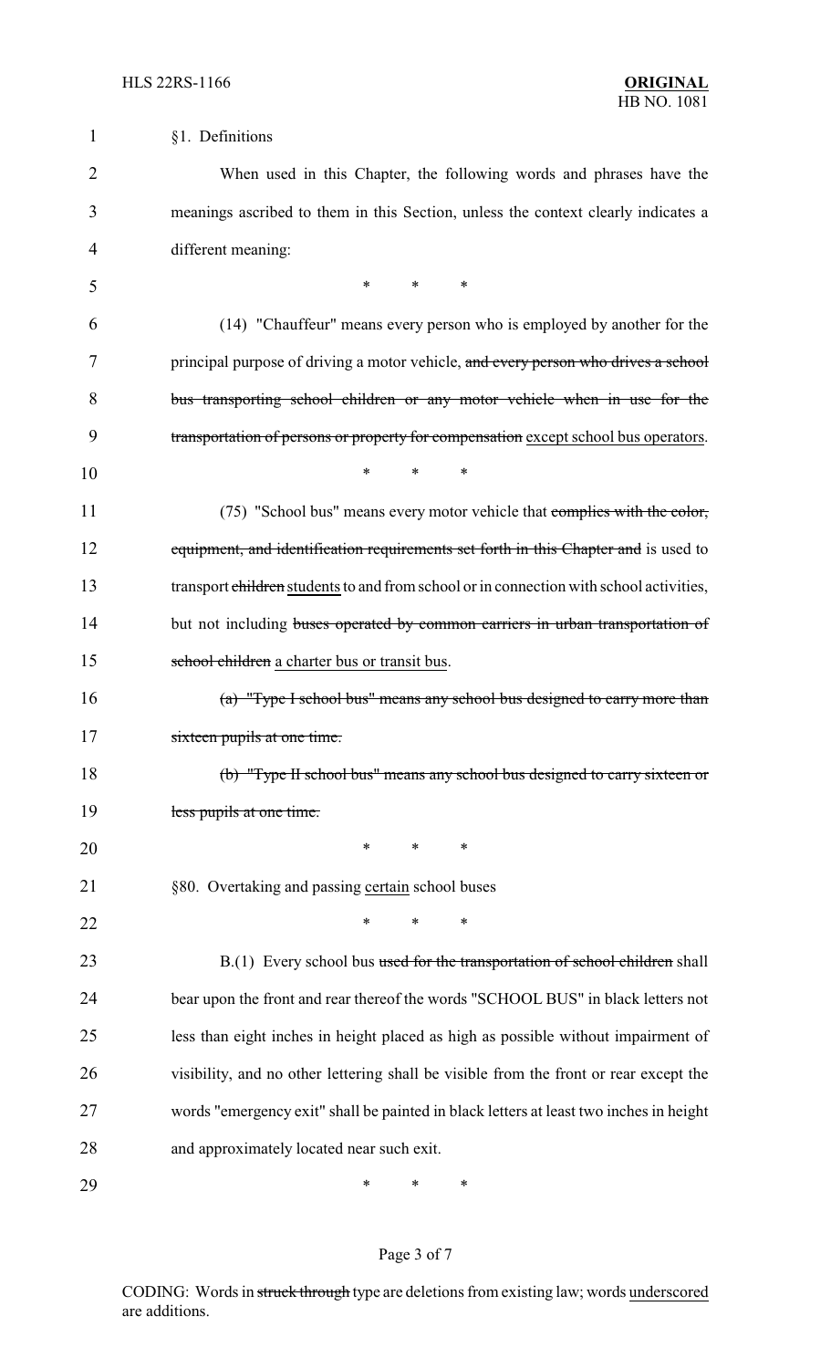§1. Definitions

When used in this Chapter, the following words and phrases have the meanings ascribed to them in this Section, unless the context clearly indicates a different meaning:

\* \* \*

(14) "Chauffeur" means every person who is employed by another for the principal purpose of driving a motor vehicle, ~~and every person who drives a school bus transporting school children or any motor vehicle when in use for the transportation of persons or property for compensation~~ <u>except school bus operators</u>.

\* \* \*

(75) "School bus" means every motor vehicle that ~~complies with the color, equipment, and identification requirements set forth in this Chapter and~~ is used to transport ~~children~~ <u>students</u> to and from school or in connection with school activities, but not including ~~buses operated by common carriers in urban transportation of school children~~ <u>a charter bus or transit bus</u>.

~~(a) "Type I school bus" means any school bus designed to carry more than sixteen pupils at one time.~~

~~(b) "Type II school bus" means any school bus designed to carry sixteen or less pupils at one time.~~

\* \* \*

§80. Overtaking and passing <u>certain</u> school buses

\* \* \*

B.(1) Every school bus ~~used for the transportation of school children~~ shall bear upon the front and rear thereof the words "SCHOOL BUS" in black letters not less than eight inches in height placed as high as possible without impairment of visibility, and no other lettering shall be visible from the front or rear except the words "emergency exit" shall be painted in black letters at least two inches in height and approximately located near such exit.

\* \* \*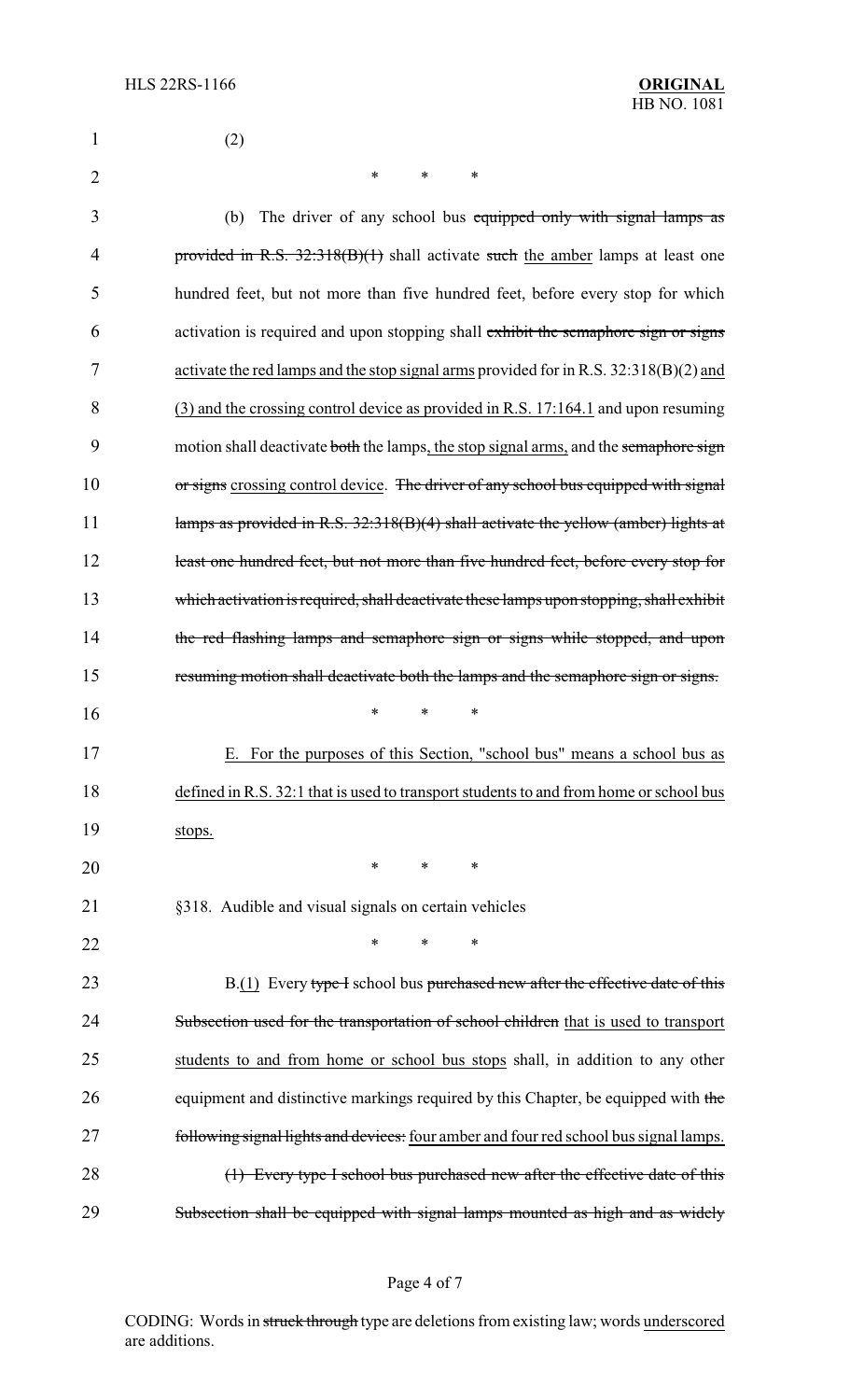(2)

\* \* \*

(b) The driver of any school bus ~~equipped only with signal lamps as provided in R.S. 32:318(B)(1)~~ shall activate ~~such~~ <u>the amber</u> lamps at least one hundred feet, but not more than five hundred feet, before every stop for which activation is required and upon stopping shall ~~exhibit the semaphore sign or signs~~ <u>activate the red lamps and the stop signal arms</u> provided for in R.S. 32:318(B)(2) <u>and (3) and the crossing control device as provided in R.S. 17:164.1</u> and upon resuming motion shall deactivate ~~both~~ the lamps<u>, the stop signal arms,</u> and the ~~semaphore sign or signs~~ <u>crossing control device</u>. ~~The driver of any school bus equipped with signal lamps as provided in R.S. 32:318(B)(4) shall activate the yellow (amber) lights at least one hundred feet, but not more than five hundred feet, before every stop for which activation is required, shall deactivate these lamps upon stopping, shall exhibit the red flashing lamps and semaphore sign or signs while stopped, and upon resuming motion shall deactivate both the lamps and the semaphore sign or signs.~~

\* \* \*

<u>E. For the purposes of this Section, "school bus" means a school bus as defined in R.S. 32:1 that is used to transport students to and from home or school bus stops.</u>

\* \* \*

§318. Audible and visual signals on certain vehicles

\* \* \*

B.<u>(1)</u> Every ~~type I~~ school bus ~~purchased new after the effective date of this Subsection used for the transportation of school children~~ <u>that is used to transport students to and from home or school bus stops</u> shall, in addition to any other equipment and distinctive markings required by this Chapter, be equipped with ~~the following signal lights and devices:~~ <u>four amber and four red school bus signal lamps.</u>

~~(1) Every type I school bus purchased new after the effective date of this Subsection shall be equipped with signal lamps mounted as high and as widely~~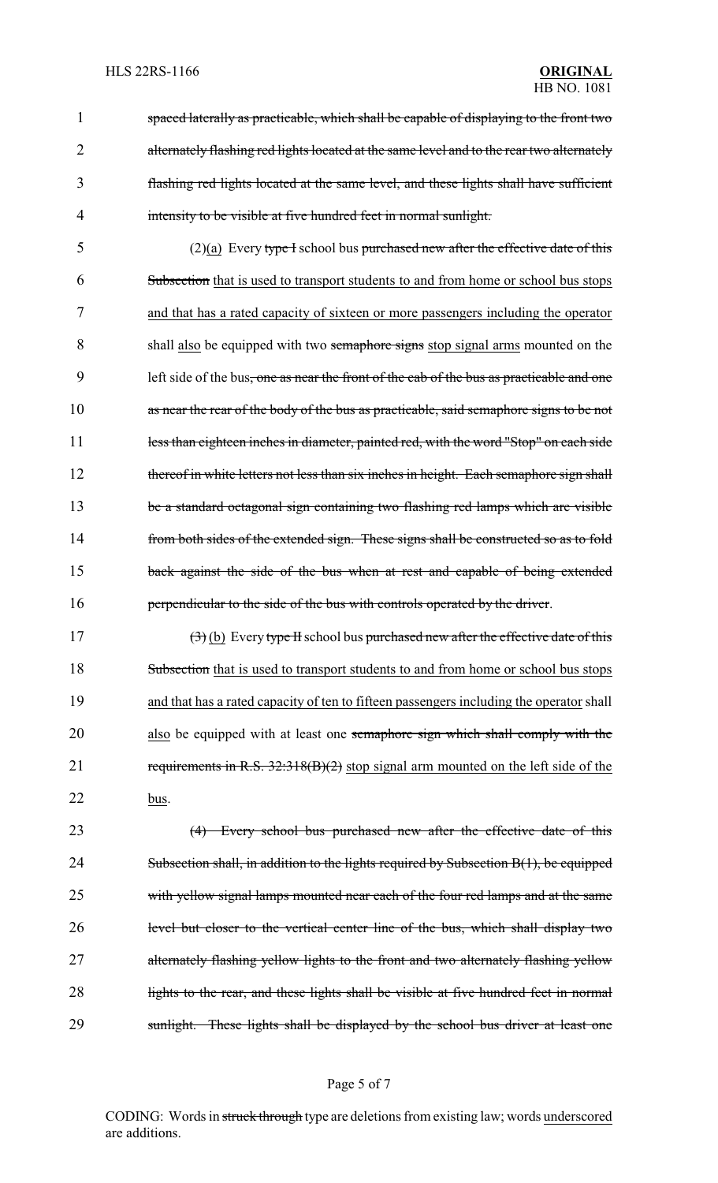~~spaced laterally as practicable, which shall be capable of displaying to the front two alternately flashing red lights located at the same level and to the rear two alternately flashing red lights located at the same level, and these lights shall have sufficient intensity to be visible at five hundred feet in normal sunlight.~~

(2)<u>(a)</u> Every ~~type I~~ school bus ~~purchased new after the effective date of this Subsection~~ <u>that is used to transport students to and from home or school bus stops and that has a rated capacity of sixteen or more passengers including the operator</u> shall <u>also</u> be equipped with two ~~semaphore signs~~ <u>stop signal arms</u> mounted on the left side of the bus~~, one as near the front of the cab of the bus as practicable and one as near the rear of the body of the bus as practicable, said semaphore signs to be not less than eighteen inches in diameter, painted red, with the word "Stop" on each side thereof in white letters not less than six inches in height. Each semaphore sign shall be a standard octagonal sign containing two flashing red lamps which are visible from both sides of the extended sign. These signs shall be constructed so as to fold back against the side of the bus when at rest and capable of being extended perpendicular to the side of the bus with controls operated by the driver~~.

~~(3)~~ <u>(b)</u> Every ~~type II~~ school bus ~~purchased new after the effective date of this Subsection~~ <u>that is used to transport students to and from home or school bus stops and that has a rated capacity of ten to fifteen passengers including the operator</u> shall <u>also</u> be equipped with at least one ~~semaphore sign which shall comply with the requirements in R.S. 32:318(B)(2)~~ <u>stop signal arm mounted on the left side of the bus</u>.

~~(4) Every school bus purchased new after the effective date of this Subsection shall, in addition to the lights required by Subsection B(1), be equipped with yellow signal lamps mounted near each of the four red lamps and at the same level but closer to the vertical center line of the bus, which shall display two alternately flashing yellow lights to the front and two alternately flashing yellow lights to the rear, and these lights shall be visible at five hundred feet in normal sunlight. These lights shall be displayed by the school bus driver at least one~~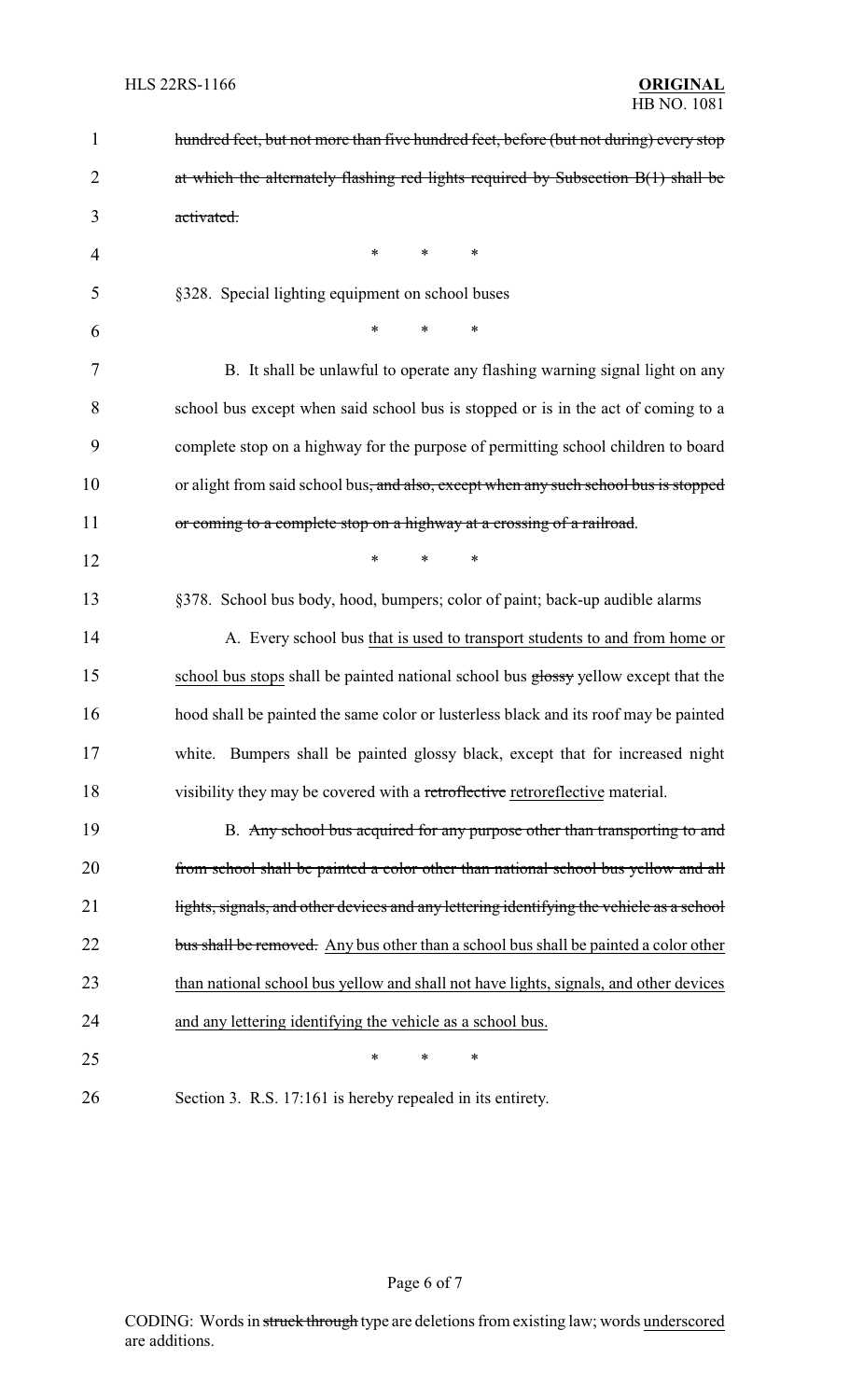~~hundred feet, but not more than five hundred feet, before (but not during) every stop at which the alternately flashing red lights required by Subsection B(1) shall be activated.~~

\* \* \*

§328. Special lighting equipment on school buses

\* \* \*

B. It shall be unlawful to operate any flashing warning signal light on any school bus except when said school bus is stopped or is in the act of coming to a complete stop on a highway for the purpose of permitting school children to board or alight from said school bus~~, and also, except when any such school bus is stopped or coming to a complete stop on a highway at a crossing of a railroad~~.

\* \* \*

§378. School bus body, hood, bumpers; color of paint; back-up audible alarms

A. Every school bus <u>that is used to transport students to and from home or school bus stops</u> shall be painted national school bus ~~glossy~~ yellow except that the hood shall be painted the same color or lusterless black and its roof may be painted white. Bumpers shall be painted glossy black, except that for increased night visibility they may be covered with a ~~retroflective~~ <u>retroreflective</u> material.

B. ~~Any school bus acquired for any purpose other than transporting to and from school shall be painted a color other than national school bus yellow and all lights, signals, and other devices and any lettering identifying the vehicle as a school bus shall be removed.~~ <u>Any bus other than a school bus shall be painted a color other than national school bus yellow and shall not have lights, signals, and other devices and any lettering identifying the vehicle as a school bus.</u>

\* \* \*

Section 3. R.S. 17:161 is hereby repealed in its entirety.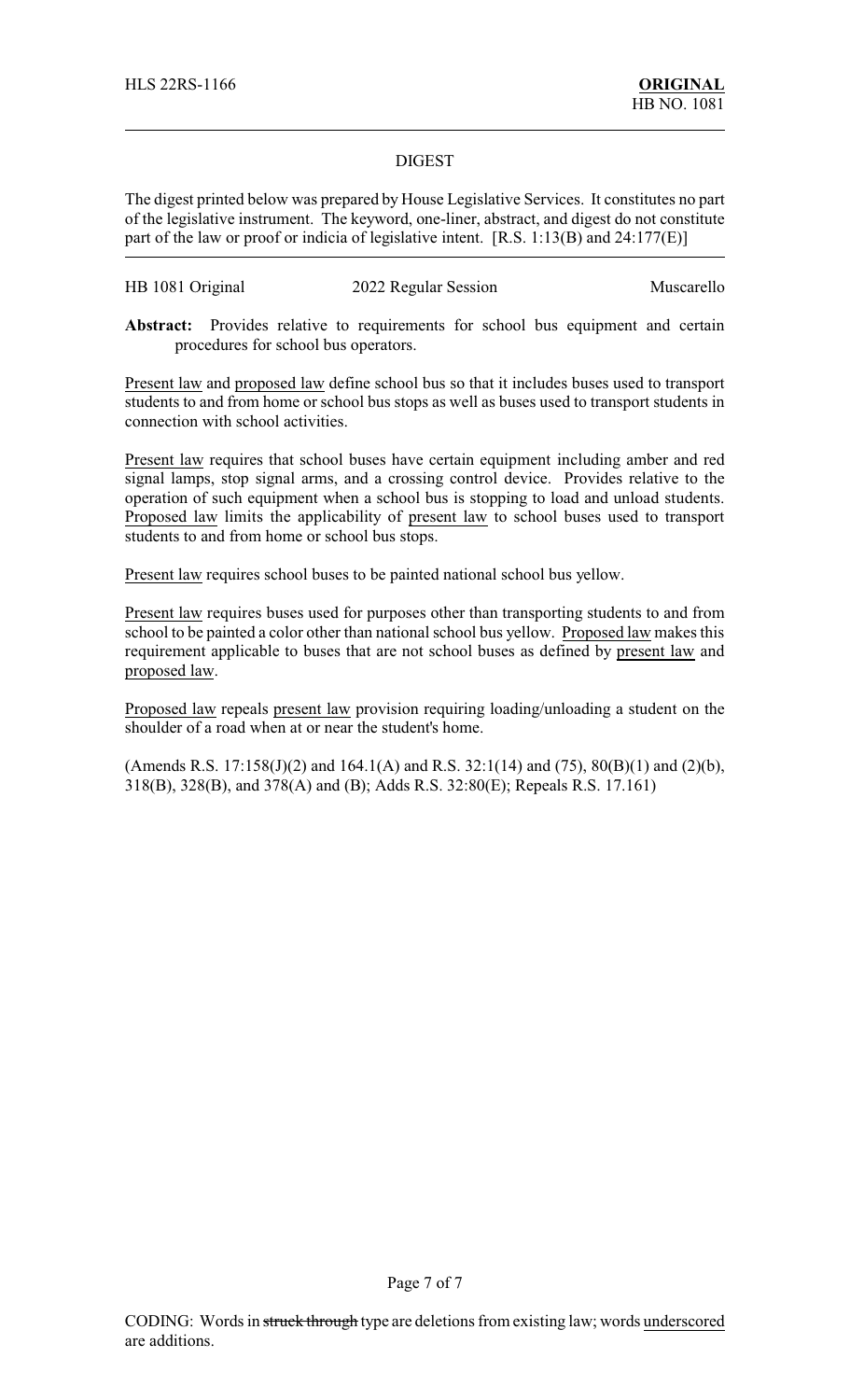# DIGEST

The digest printed below was prepared by House Legislative Services. It constitutes no part of the legislative instrument. The keyword, one-liner, abstract, and digest do not constitute part of the law or proof or indicia of legislative intent. [R.S. 1:13(B) and 24:177(E)]

HB 1081 Original 2022 Regular Session Muscarello

**Abstract:** Provides relative to requirements for school bus equipment and certain procedures for school bus operators.

Present law and proposed law define school bus so that it includes buses used to transport students to and from home or school bus stops as well as buses used to transport students in connection with school activities.

Present law requires that school buses have certain equipment including amber and red signal lamps, stop signal arms, and a crossing control device. Provides relative to the operation of such equipment when a school bus is stopping to load and unload students. Proposed law limits the applicability of present law to school buses used to transport students to and from home or school bus stops.

Present law requires school buses to be painted national school bus yellow.

Present law requires buses used for purposes other than transporting students to and from school to be painted a color other than national school bus yellow. Proposed law makes this requirement applicable to buses that are not school buses as defined by present law and proposed law.

Proposed law repeals present law provision requiring loading/unloading a student on the shoulder of a road when at or near the student's home.

(Amends R.S. 17:158(J)(2) and 164.1(A) and R.S. 32:1(14) and (75), 80(B)(1) and (2)(b), 318(B), 328(B), and 378(A) and (B); Adds R.S. 32:80(E); Repeals R.S. 17.161)

CODING: Words in ~~struck through~~ type are deletions from existing law; words underscored are additions.